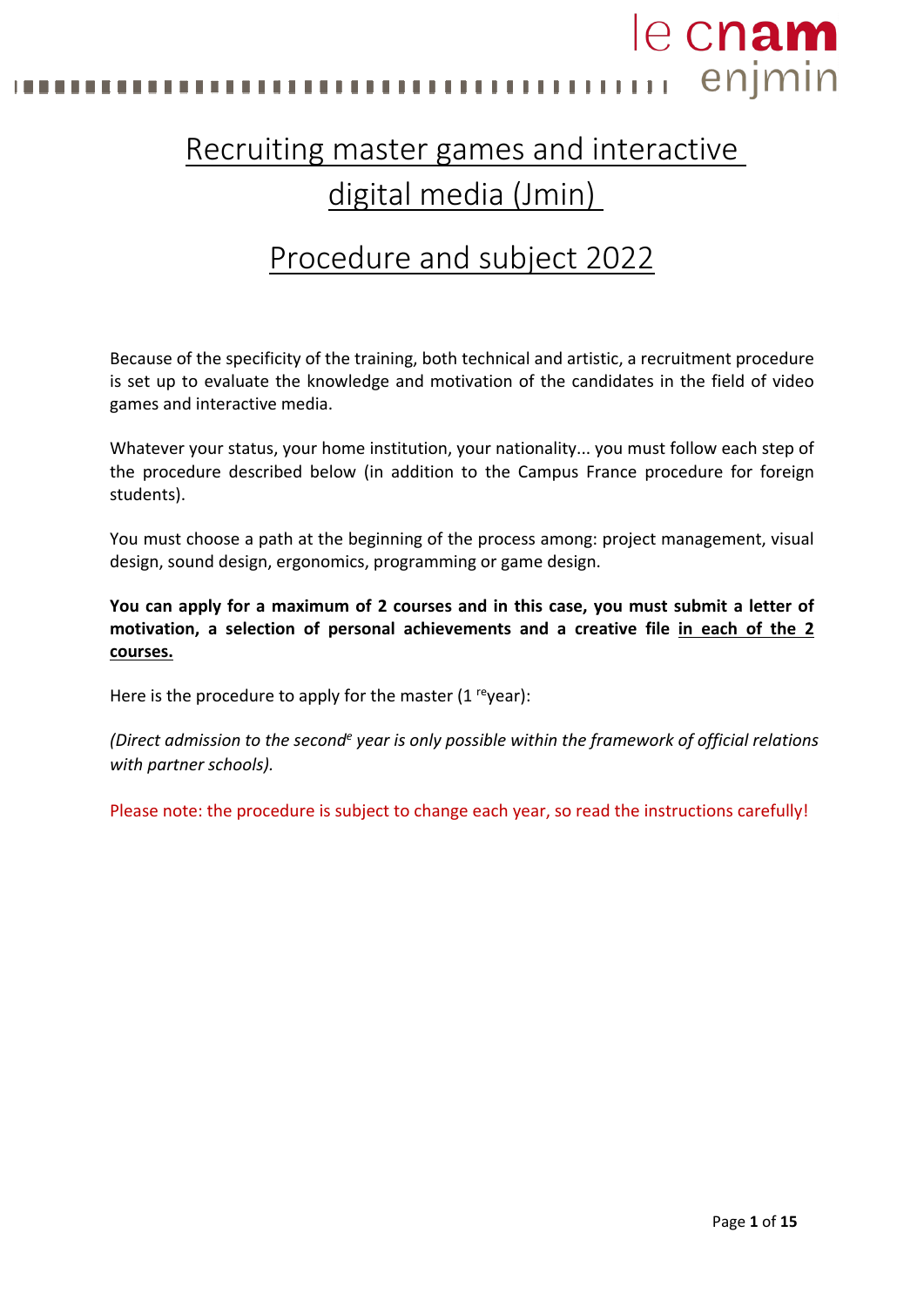# Recruiting master games and interactive digital media (Jmin)

# Procedure and subject 2022

Because of the specificity of the training, both technical and artistic, a recruitment procedure is set up to evaluate the knowledge and motivation of the candidates in the field of video games and interactive media.

Whatever your status, your home institution, your nationality... you must follow each step of the procedure described below (in addition to the Campus France procedure for foreign students).

You must choose a path at the beginning of the process among: project management, visual design, sound design, ergonomics, programming or game design.

**You can apply for a maximum of 2 courses and in this case, you must submit a letter of motivation, a selection of personal achievements and a creative file <u>in each of the 2 courses.</u>**

Here is the procedure to apply for the master (1 re year):

*(Direct admission to the second e year is only possible within the framework of official relations with partner schools).*

Please note: the procedure is subject to change each year, so read the instructions carefully!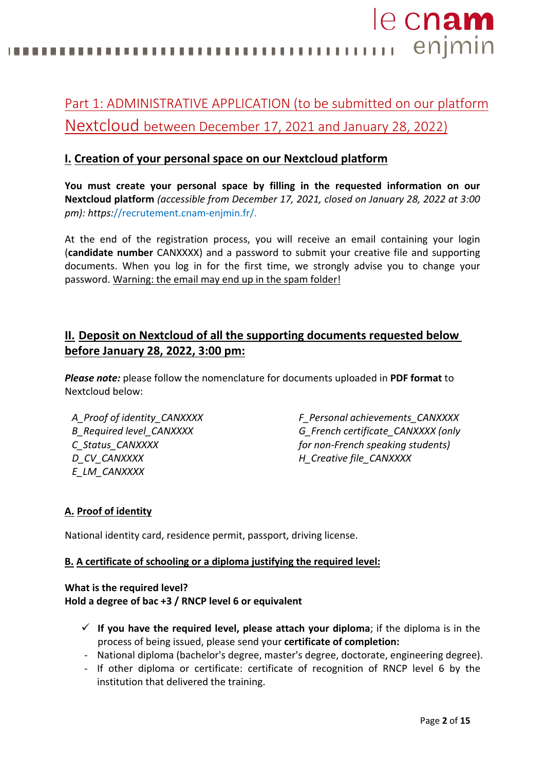## Part 1: ADMINISTRATIVE APPLICATION (to be submitted on our platform Nextcloud between December 17, 2021 and January 28, 2022)

### I. Creation of your personal space on our Nextcloud platform

**You must create your personal space by filling in the requested information on our Nextcloud platform** *(accessible from December 17, 2021, closed on January 28, 2022 at 3:00 pm): https://recrutement.cnam-enjmin.fr/.*

At the end of the registration process, you will receive an email containing your login (**candidate number** CANXXXX) and a password to submit your creative file and supporting documents. When you log in for the first time, we strongly advise you to change your password. Warning: the email may end up in the spam folder!

### II. Deposit on Nextcloud of all the supporting documents requested below before January 28, 2022, 3:00 pm:

***Please note:*** please follow the nomenclature for documents uploaded in **PDF format** to Nextcloud below:

*A_Proof of identity_CANXXXX*
*B_Required level_CANXXXX*
*C_Status_CANXXXX*
*D_CV_CANXXXX*
*E_LM_CANXXXX*
*F_Personal achievements_CANXXXX*
*G_French certificate_CANXXXX (only for non-French speaking students)*
*H_Creative file_CANXXXX*

#### A. Proof of identity

National identity card, residence permit, passport, driving license.

#### B. A certificate of schooling or a diploma justifying the required level:

**What is the required level?**
**Hold a degree of bac +3 / RNCP level 6 or equivalent**

- ✓ **If you have the required level, please attach your diploma**; if the diploma is in the process of being issued, please send your **certificate of completion:**
- National diploma (bachelor's degree, master's degree, doctorate, engineering degree).
- If other diploma or certificate: certificate of recognition of RNCP level 6 by the institution that delivered the training.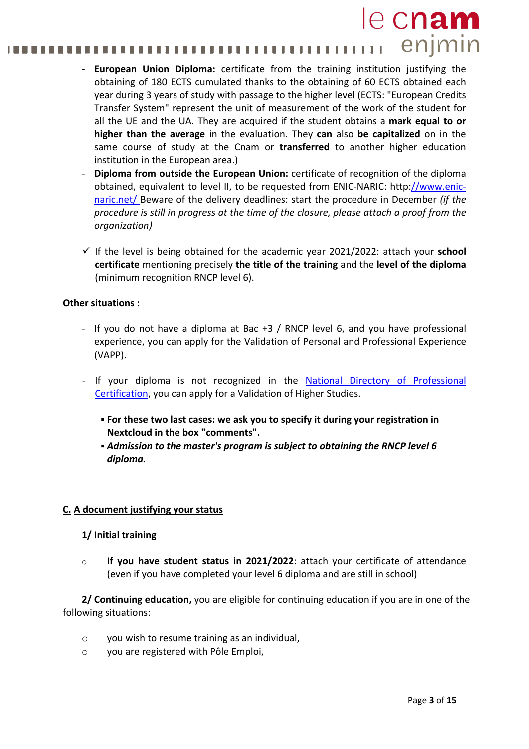- **European Union Diploma:** certificate from the training institution justifying the obtaining of 180 ECTS cumulated thanks to the obtaining of 60 ECTS obtained each year during 3 years of study with passage to the higher level (ECTS: "European Credits Transfer System" represent the unit of measurement of the work of the student for all the UE and the UA. They are acquired if the student obtains a **mark equal to or higher than the average** in the evaluation. They **can** also **be capitalized** on in the same course of study at the Cnam or **transferred** to another higher education institution in the European area.)
- **Diploma from outside the European Union:** certificate of recognition of the diploma obtained, equivalent to level II, to be requested from ENIC-NARIC: http://www.enic-naric.net/ Beware of the delivery deadlines: start the procedure in December *(if the procedure is still in progress at the time of the closure, please attach a proof from the organization)*

✓ If the level is being obtained for the academic year 2021/2022: attach your **school certificate** mentioning precisely **the title of the training** and the **level of the diploma** (minimum recognition RNCP level 6).

**Other situations :**

- If you do not have a diploma at Bac +3 / RNCP level 6, and you have professional experience, you can apply for the Validation of Personal and Professional Experience (VAPP).

- If your diploma is not recognized in the National Directory of Professional Certification, you can apply for a Validation of Higher Studies.

  - **For these two last cases: we ask you to specify it during your registration in Nextcloud in the box "comments".**
  - ***Admission to the master's program is subject to obtaining the RNCP level 6 diploma.***

## C. A document justifying your status

### 1/ Initial training

- **If you have student status in 2021/2022**: attach your certificate of attendance (even if you have completed your level 6 diploma and are still in school)

**2/ Continuing education,** you are eligible for continuing education if you are in one of the following situations:

- you wish to resume training as an individual,
- you are registered with Pôle Emploi,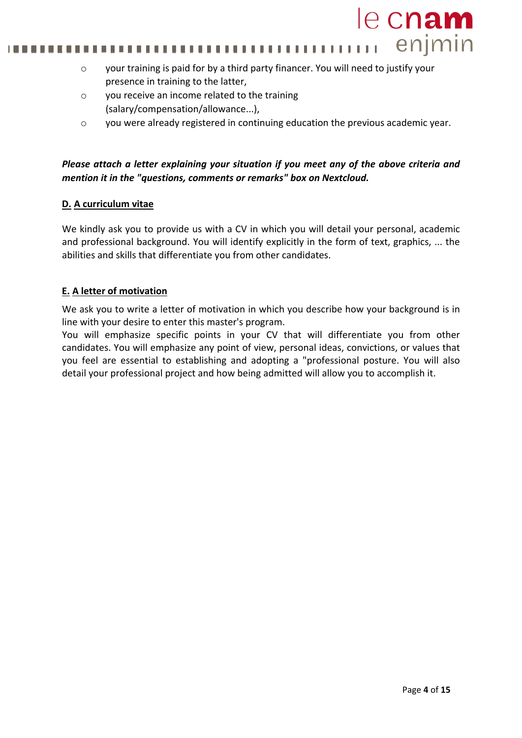- your training is paid for by a third party financer. You will need to justify your presence in training to the latter,
- you receive an income related to the training (salary/compensation/allowance...),
- you were already registered in continuing education the previous academic year.

***Please attach a letter explaining your situation if you meet any of the above criteria and mention it in the "questions, comments or remarks" box on Nextcloud.***

### D. A curriculum vitae

We kindly ask you to provide us with a CV in which you will detail your personal, academic and professional background. You will identify explicitly in the form of text, graphics, ... the abilities and skills that differentiate you from other candidates.

### E. A letter of motivation

We ask you to write a letter of motivation in which you describe how your background is in line with your desire to enter this master's program.
You will emphasize specific points in your CV that will differentiate you from other candidates. You will emphasize any point of view, personal ideas, convictions, or values that you feel are essential to establishing and adopting a "professional posture. You will also detail your professional project and how being admitted will allow you to accomplish it.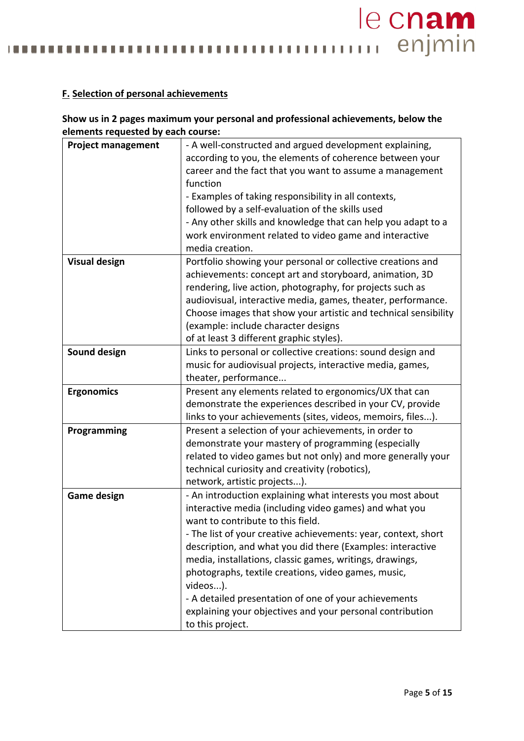## F. Selection of personal achievements

**Show us in 2 pages maximum your personal and professional achievements, below the elements requested by each course:**

| | |
|---|---|
| **Project management** | - A well-constructed and argued development explaining, according to you, the elements of coherence between your career and the fact that you want to assume a management function<br>- Examples of taking responsibility in all contexts, followed by a self-evaluation of the skills used<br>- Any other skills and knowledge that can help you adapt to a work environment related to video game and interactive media creation. |
| **Visual design** | Portfolio showing your personal or collective creations and achievements: concept art and storyboard, animation, 3D rendering, live action, photography, for projects such as audiovisual, interactive media, games, theater, performance. Choose images that show your artistic and technical sensibility (example: include character designs of at least 3 different graphic styles). |
| **Sound design** | Links to personal or collective creations: sound design and music for audiovisual projects, interactive media, games, theater, performance... |
| **Ergonomics** | Present any elements related to ergonomics/UX that can demonstrate the experiences described in your CV, provide links to your achievements (sites, videos, memoirs, files...). |
| **Programming** | Present a selection of your achievements, in order to demonstrate your mastery of programming (especially related to video games but not only) and more generally your technical curiosity and creativity (robotics), network, artistic projects...). |
| **Game design** | - An introduction explaining what interests you most about interactive media (including video games) and what you want to contribute to this field.<br>- The list of your creative achievements: year, context, short description, and what you did there (Examples: interactive media, installations, classic games, writings, drawings, photographs, textile creations, video games, music, videos...).<br>- A detailed presentation of one of your achievements explaining your objectives and your personal contribution to this project. |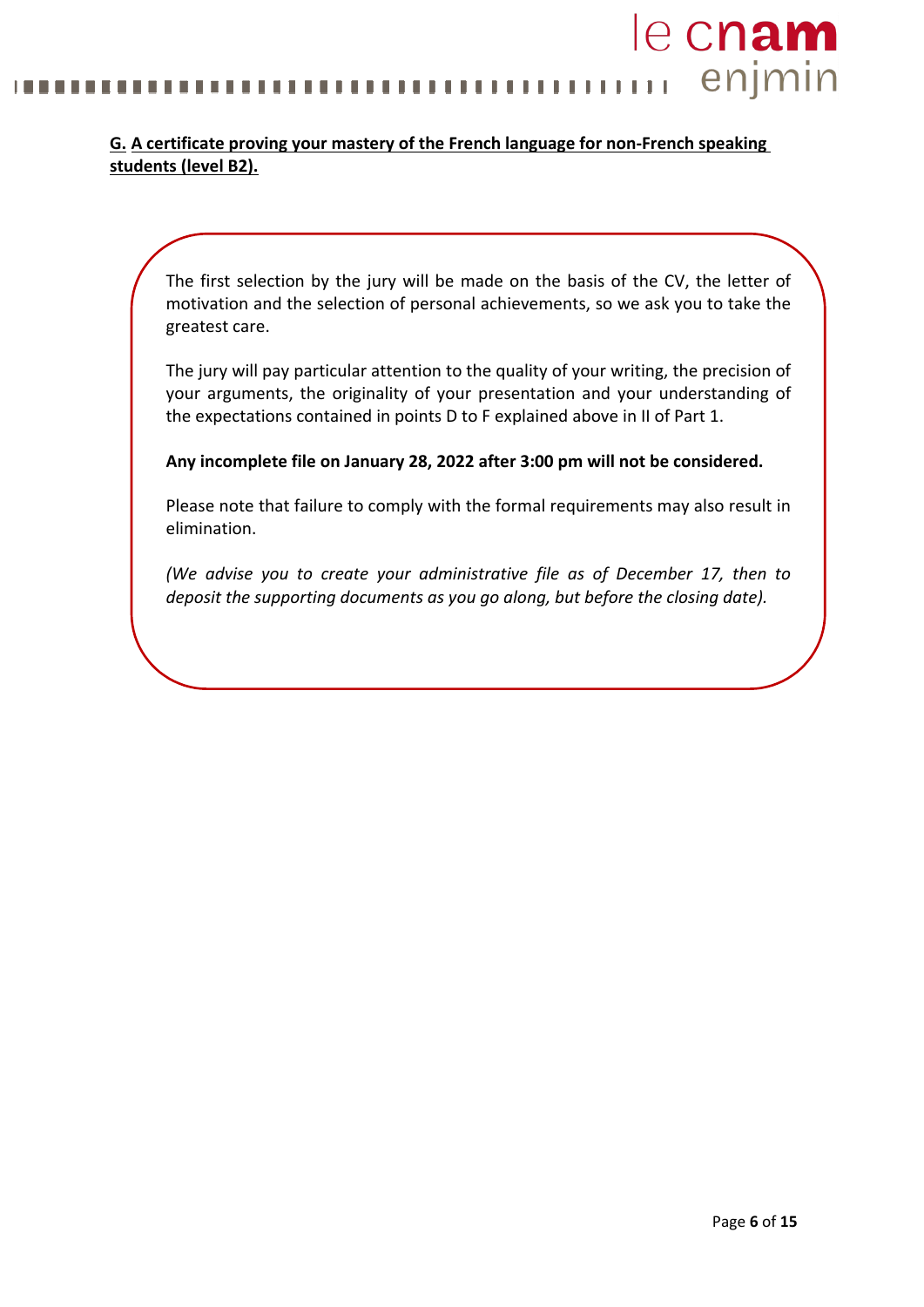**G. A certificate proving your mastery of the French language for non-French speaking students (level B2).**

The first selection by the jury will be made on the basis of the CV, the letter of motivation and the selection of personal achievements, so we ask you to take the greatest care.

The jury will pay particular attention to the quality of your writing, the precision of your arguments, the originality of your presentation and your understanding of the expectations contained in points D to F explained above in II of Part 1.

**Any incomplete file on January 28, 2022 after 3:00 pm will not be considered.**

Please note that failure to comply with the formal requirements may also result in elimination.

*(We advise you to create your administrative file as of December 17, then to deposit the supporting documents as you go along, but before the closing date).*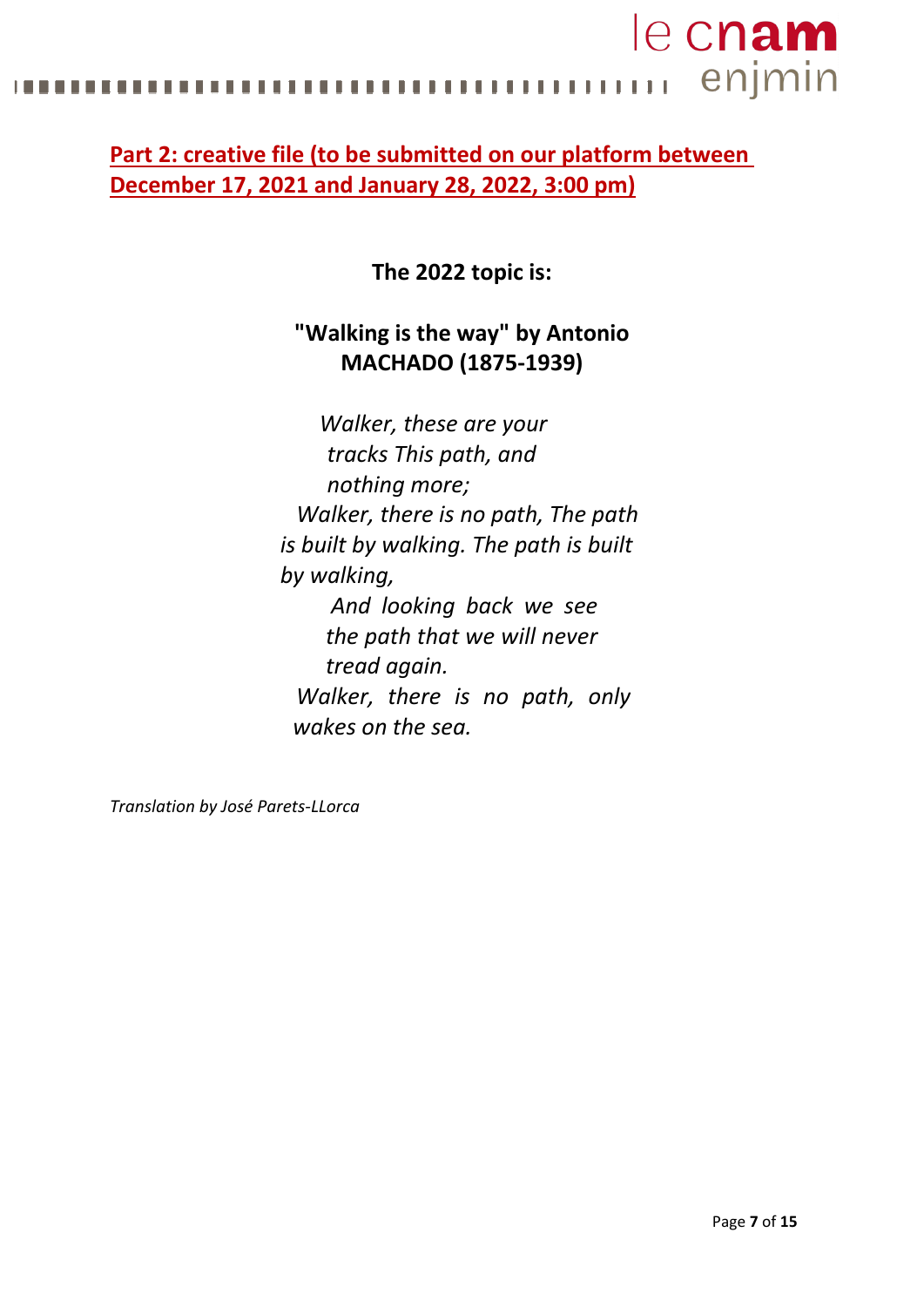**Part 2: creative file (to be submitted on our platform between December 17, 2021 and January 28, 2022, 3:00 pm)**

**The 2022 topic is:**

**"Walking is the way" by Antonio MACHADO (1875-1939)**

*Walker, these are your tracks This path, and nothing more;*
*Walker, there is no path, The path is built by walking. The path is built by walking,*
*And looking back we see the path that we will never tread again.*
*Walker, there is no path, only wakes on the sea.*

*Translation by José Parets-LLorca*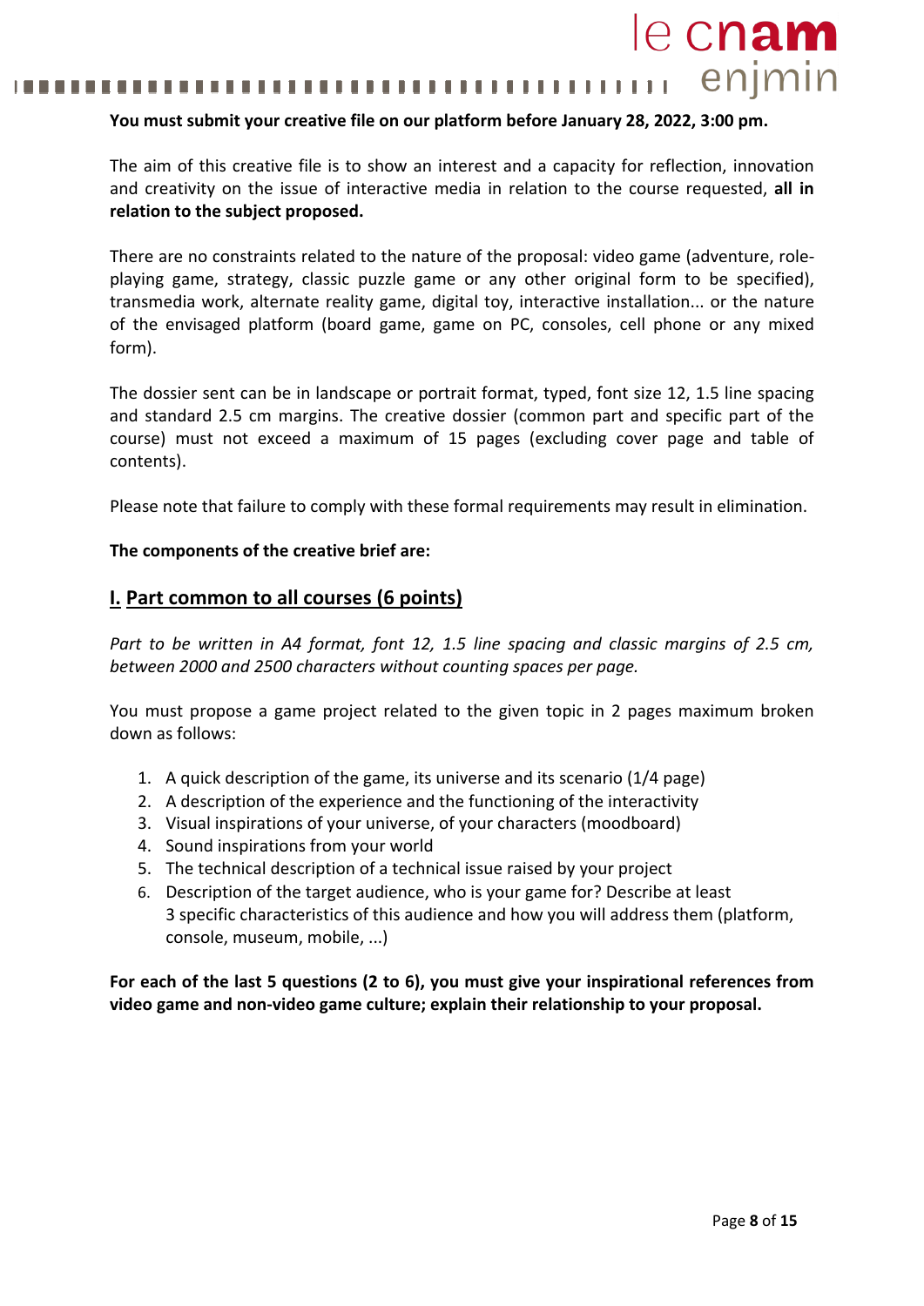**You must submit your creative file on our platform before January 28, 2022, 3:00 pm.**

The aim of this creative file is to show an interest and a capacity for reflection, innovation and creativity on the issue of interactive media in relation to the course requested, **all in relation to the subject proposed.**

There are no constraints related to the nature of the proposal: video game (adventure, role-playing game, strategy, classic puzzle game or any other original form to be specified), transmedia work, alternate reality game, digital toy, interactive installation... or the nature of the envisaged platform (board game, game on PC, consoles, cell phone or any mixed form).

The dossier sent can be in landscape or portrait format, typed, font size 12, 1.5 line spacing and standard 2.5 cm margins. The creative dossier (common part and specific part of the course) must not exceed a maximum of 15 pages (excluding cover page and table of contents).

Please note that failure to comply with these formal requirements may result in elimination.

**The components of the creative brief are:**

## I. Part common to all courses (6 points)

*Part to be written in A4 format, font 12, 1.5 line spacing and classic margins of 2.5 cm, between 2000 and 2500 characters without counting spaces per page.*

You must propose a game project related to the given topic in 2 pages maximum broken down as follows:

1. A quick description of the game, its universe and its scenario (1/4 page)
2. A description of the experience and the functioning of the interactivity
3. Visual inspirations of your universe, of your characters (moodboard)
4. Sound inspirations from your world
5. The technical description of a technical issue raised by your project
6. Description of the target audience, who is your game for? Describe at least 3 specific characteristics of this audience and how you will address them (platform, console, museum, mobile, ...)

**For each of the last 5 questions (2 to 6), you must give your inspirational references from video game and non-video game culture; explain their relationship to your proposal.**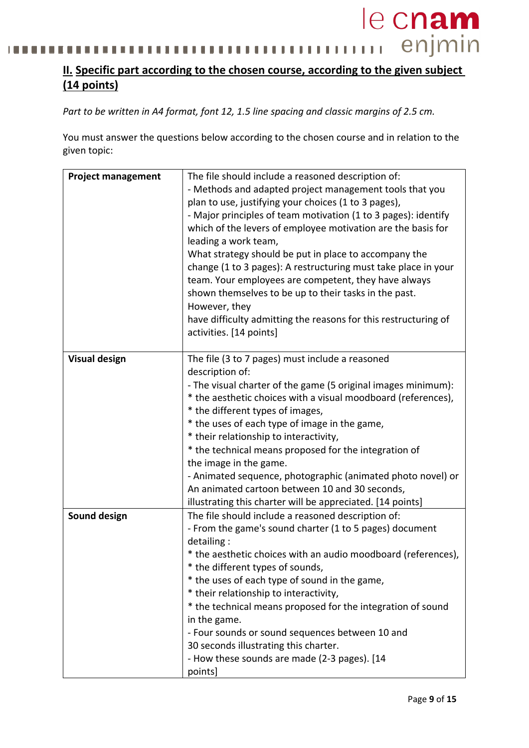## II. Specific part according to the chosen course, according to the given subject (14 points)

*Part to be written in A4 format, font 12, 1.5 line spacing and classic margins of 2.5 cm.*

You must answer the questions below according to the chosen course and in relation to the given topic:

| | |
|---|---|
| **Project management** | The file should include a reasoned description of:<br>- Methods and adapted project management tools that you plan to use, justifying your choices (1 to 3 pages),<br>- Major principles of team motivation (1 to 3 pages): identify which of the levers of employee motivation are the basis for leading a work team,<br>What strategy should be put in place to accompany the change (1 to 3 pages): A restructuring must take place in your team. Your employees are competent, they have always shown themselves to be up to their tasks in the past. However, they<br>have difficulty admitting the reasons for this restructuring of activities. [14 points] |
| **Visual design** | The file (3 to 7 pages) must include a reasoned description of:<br>- The visual charter of the game (5 original images minimum):<br>* the aesthetic choices with a visual moodboard (references),<br>* the different types of images,<br>* the uses of each type of image in the game,<br>* their relationship to interactivity,<br>* the technical means proposed for the integration of the image in the game.<br>- Animated sequence, photographic (animated photo novel) or An animated cartoon between 10 and 30 seconds, illustrating this charter will be appreciated. [14 points] |
| **Sound design** | The file should include a reasoned description of:<br>- From the game's sound charter (1 to 5 pages) document detailing :<br>* the aesthetic choices with an audio moodboard (references),<br>* the different types of sounds,<br>* the uses of each type of sound in the game,<br>* their relationship to interactivity,<br>* the technical means proposed for the integration of sound in the game.<br>- Four sounds or sound sequences between 10 and 30 seconds illustrating this charter.<br>- How these sounds are made (2-3 pages). [14 points] |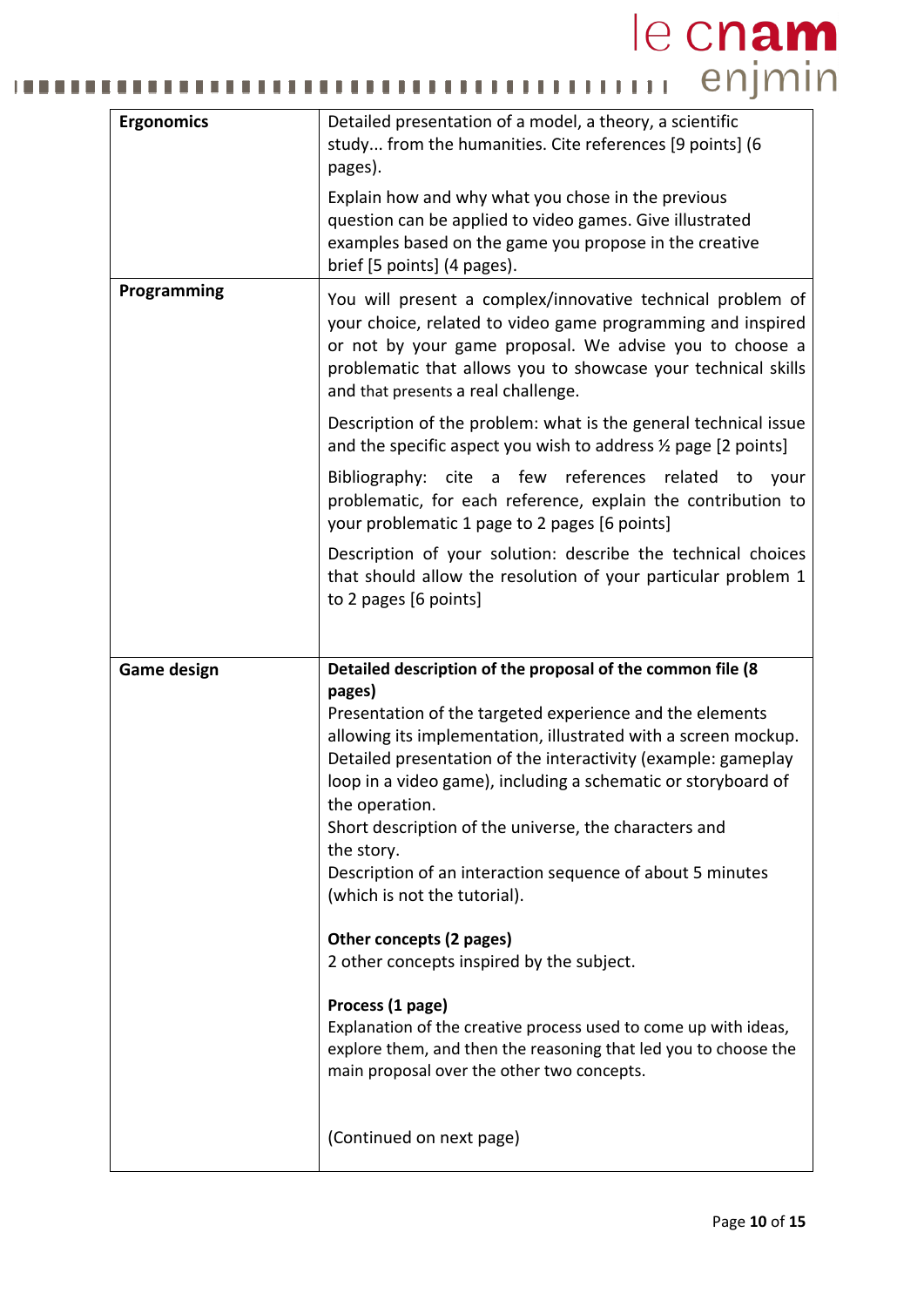| | |
|---|---|
| **Ergonomics** | Detailed presentation of a model, a theory, a scientific study... from the humanities. Cite references [9 points] (6 pages).<br><br>Explain how and why what you chose in the previous question can be applied to video games. Give illustrated examples based on the game you propose in the creative brief [5 points] (4 pages). |
| **Programming** | You will present a complex/innovative technical problem of your choice, related to video game programming and inspired or not by your game proposal. We advise you to choose a problematic that allows you to showcase your technical skills and that presents a real challenge.<br><br>Description of the problem: what is the general technical issue and the specific aspect you wish to address ½ page [2 points]<br><br>Bibliography: cite a few references related to your problematic, for each reference, explain the contribution to your problematic 1 page to 2 pages [6 points]<br><br>Description of your solution: describe the technical choices that should allow the resolution of your particular problem 1 to 2 pages [6 points] |
| **Game design** | **Detailed description of the proposal of the common file (8 pages)**<br>Presentation of the targeted experience and the elements allowing its implementation, illustrated with a screen mockup.<br>Detailed presentation of the interactivity (example: gameplay loop in a video game), including a schematic or storyboard of the operation.<br>Short description of the universe, the characters and the story.<br>Description of an interaction sequence of about 5 minutes (which is not the tutorial).<br><br>**Other concepts (2 pages)**<br>2 other concepts inspired by the subject.<br><br>**Process (1 page)**<br>Explanation of the creative process used to come up with ideas, explore them, and then the reasoning that led you to choose the main proposal over the other two concepts.<br><br>(Continued on next page) |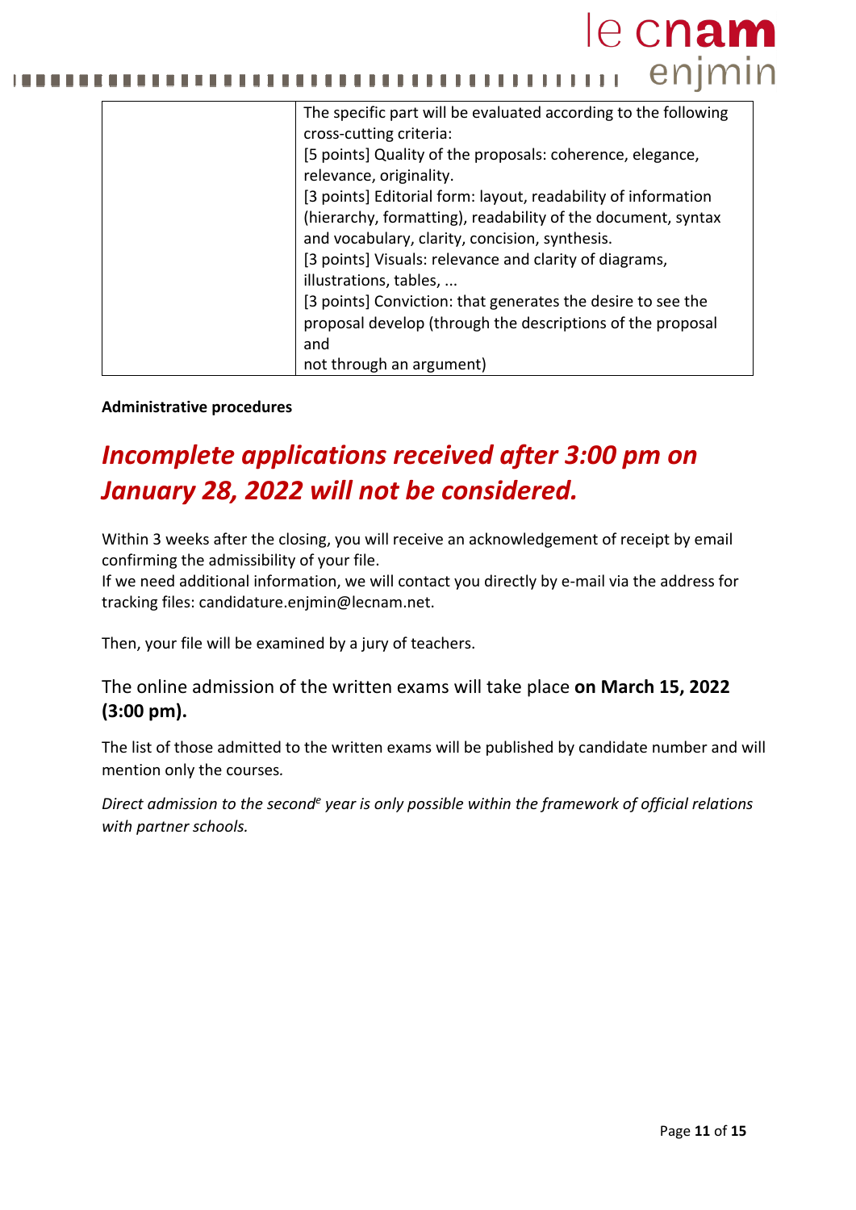| | The specific part will be evaluated according to the following cross-cutting criteria:<br>[5 points] Quality of the proposals: coherence, elegance, relevance, originality.<br>[3 points] Editorial form: layout, readability of information (hierarchy, formatting), readability of the document, syntax and vocabulary, clarity, concision, synthesis.<br>[3 points] Visuals: relevance and clarity of diagrams, illustrations, tables, ...<br>[3 points] Conviction: that generates the desire to see the proposal develop (through the descriptions of the proposal and<br>not through an argument) |
|---|---|

**Administrative procedures**

## ***Incomplete applications received after 3:00 pm on January 28, 2022 will not be considered.***

Within 3 weeks after the closing, you will receive an acknowledgement of receipt by email confirming the admissibility of your file.
If we need additional information, we will contact you directly by e-mail via the address for tracking files: candidature.enjmin@lecnam.net.

Then, your file will be examined by a jury of teachers.

### The online admission of the written exams will take place **on March 15, 2022 (3:00 pm).**

The list of those admitted to the written exams will be published by candidate number and will mention only the courses*.*

*Direct admission to the second[e] year is only possible within the framework of official relations with partner schools.*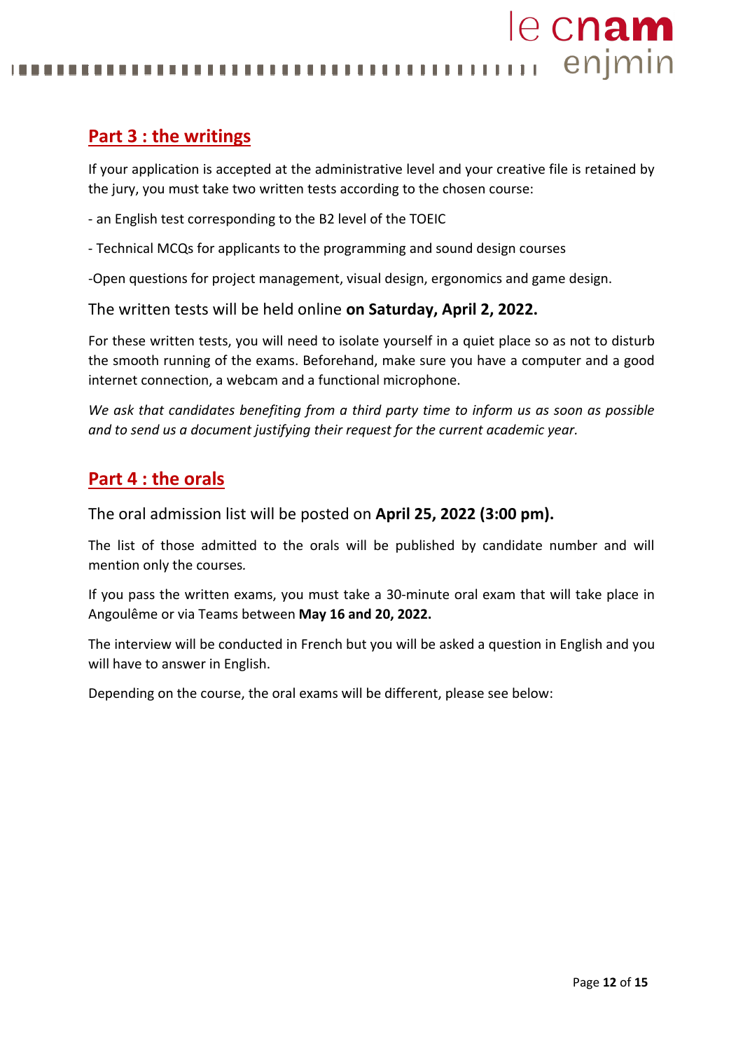## Part 3 : the writings

If your application is accepted at the administrative level and your creative file is retained by the jury, you must take two written tests according to the chosen course:

- an English test corresponding to the B2 level of the TOEIC

- Technical MCQs for applicants to the programming and sound design courses

-Open questions for project management, visual design, ergonomics and game design.

The written tests will be held online **on Saturday, April 2, 2022.**

For these written tests, you will need to isolate yourself in a quiet place so as not to disturb the smooth running of the exams. Beforehand, make sure you have a computer and a good internet connection, a webcam and a functional microphone.

*We ask that candidates benefiting from a third party time to inform us as soon as possible and to send us a document justifying their request for the current academic year.*

## Part 4 : the orals

The oral admission list will be posted on **April 25, 2022 (3:00 pm).**

The list of those admitted to the orals will be published by candidate number and will mention only the courses.

If you pass the written exams, you must take a 30-minute oral exam that will take place in Angoulême or via Teams between **May 16 and 20, 2022.**

The interview will be conducted in French but you will be asked a question in English and you will have to answer in English.

Depending on the course, the oral exams will be different, please see below: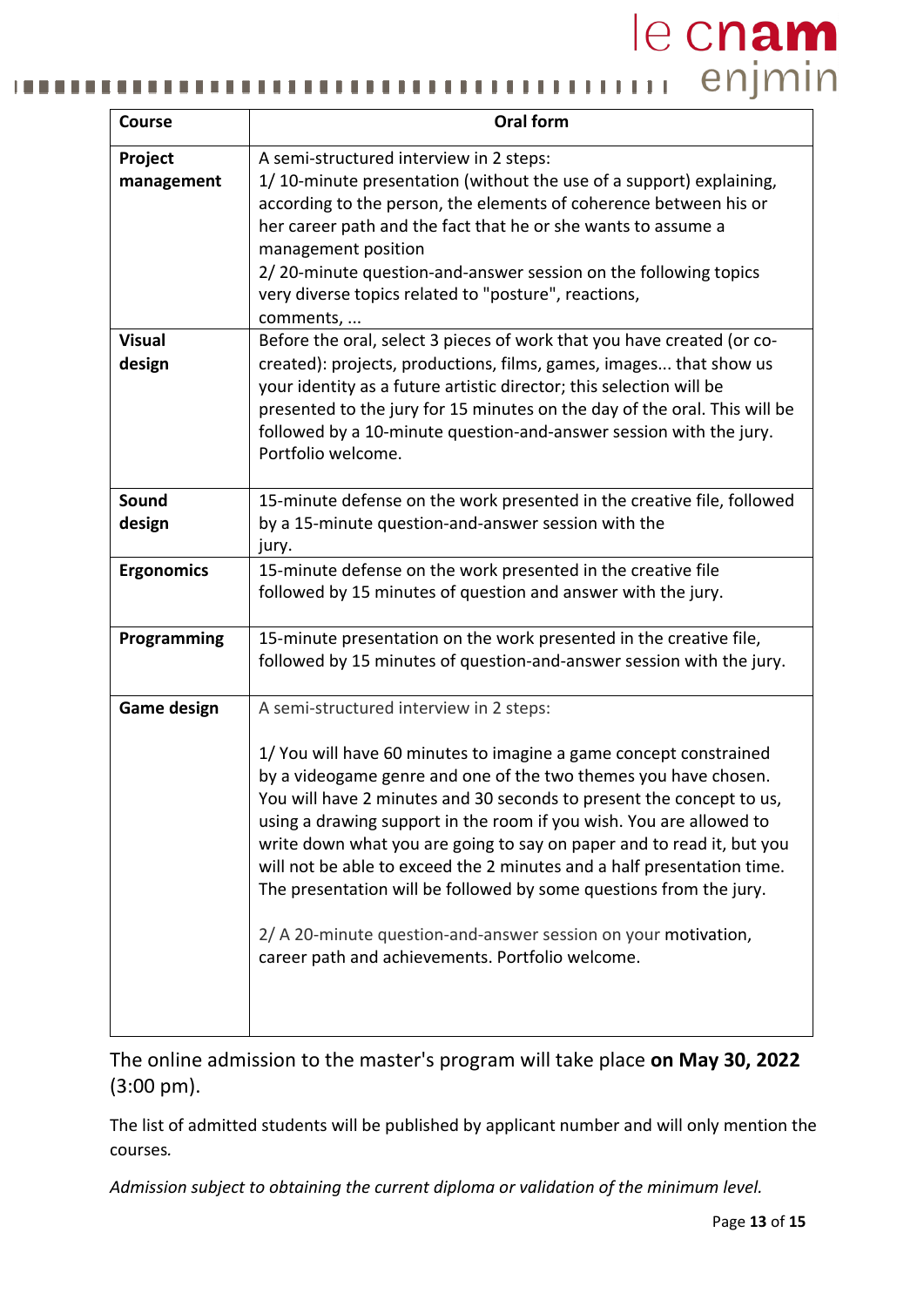| Course | Oral form |
|---|---|
| **Project management** | A semi-structured interview in 2 steps:<br>1/ 10-minute presentation (without the use of a support) explaining, according to the person, the elements of coherence between his or her career path and the fact that he or she wants to assume a management position<br>2/ 20-minute question-and-answer session on the following topics very diverse topics related to "posture", reactions, comments, ... |
| **Visual design** | Before the oral, select 3 pieces of work that you have created (or co-created): projects, productions, films, games, images... that show us your identity as a future artistic director; this selection will be presented to the jury for 15 minutes on the day of the oral. This will be followed by a 10-minute question-and-answer session with the jury. Portfolio welcome. |
| **Sound design** | 15-minute defense on the work presented in the creative file, followed by a 15-minute question-and-answer session with the jury. |
| **Ergonomics** | 15-minute defense on the work presented in the creative file followed by 15 minutes of question and answer with the jury. |
| **Programming** | 15-minute presentation on the work presented in the creative file, followed by 15 minutes of question-and-answer session with the jury. |
| **Game design** | A semi-structured interview in 2 steps:<br><br>1/ You will have 60 minutes to imagine a game concept constrained by a videogame genre and one of the two themes you have chosen. You will have 2 minutes and 30 seconds to present the concept to us, using a drawing support in the room if you wish. You are allowed to write down what you are going to say on paper and to read it, but you will not be able to exceed the 2 minutes and a half presentation time. The presentation will be followed by some questions from the jury.<br><br>2/ A 20-minute question-and-answer session on your motivation, career path and achievements. Portfolio welcome. |

The online admission to the master's program will take place **on May 30, 2022** (3:00 pm).

The list of admitted students will be published by applicant number and will only mention the courses.

*Admission subject to obtaining the current diploma or validation of the minimum level.*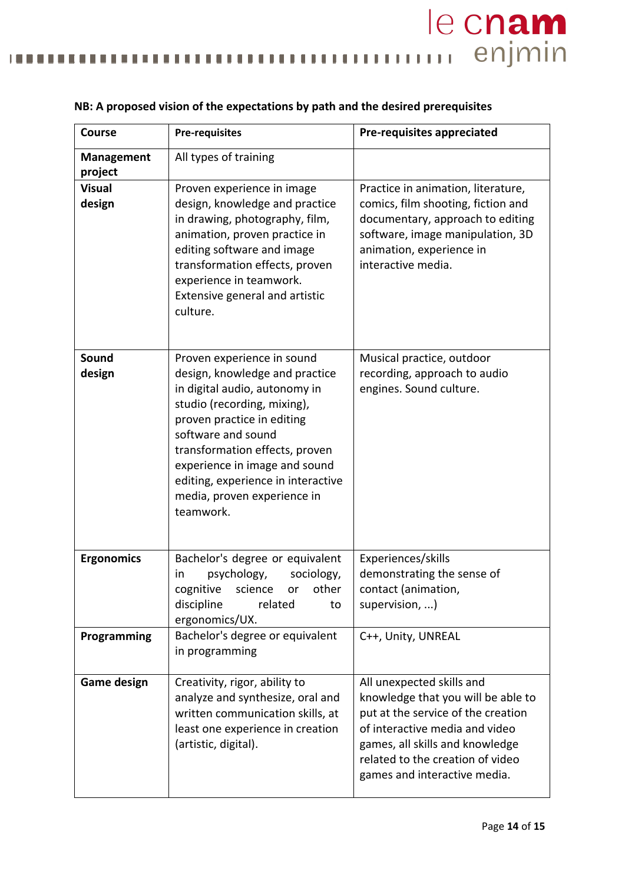**NB: A proposed vision of the expectations by path and the desired prerequisites**

| Course | Pre-requisites | Pre-requisites appreciated |
|---|---|---|
| **Management project** | All types of training | |
| **Visual design** | Proven experience in image design, knowledge and practice in drawing, photography, film, animation, proven practice in editing software and image transformation effects, proven experience in teamwork. Extensive general and artistic culture. | Practice in animation, literature, comics, film shooting, fiction and documentary, approach to editing software, image manipulation, 3D animation, experience in interactive media. |
| **Sound design** | Proven experience in sound design, knowledge and practice in digital audio, autonomy in studio (recording, mixing), proven practice in editing software and sound transformation effects, proven experience in image and sound editing, experience in interactive media, proven experience in teamwork. | Musical practice, outdoor recording, approach to audio engines. Sound culture. |
| **Ergonomics** | Bachelor's degree or equivalent in psychology, sociology, cognitive science or other discipline related to ergonomics/UX. | Experiences/skills demonstrating the sense of contact (animation, supervision, ...) |
| **Programming** | Bachelor's degree or equivalent in programming | C++, Unity, UNREAL |
| **Game design** | Creativity, rigor, ability to analyze and synthesize, oral and written communication skills, at least one experience in creation (artistic, digital). | All unexpected skills and knowledge that you will be able to put at the service of the creation of interactive media and video games, all skills and knowledge related to the creation of video games and interactive media. |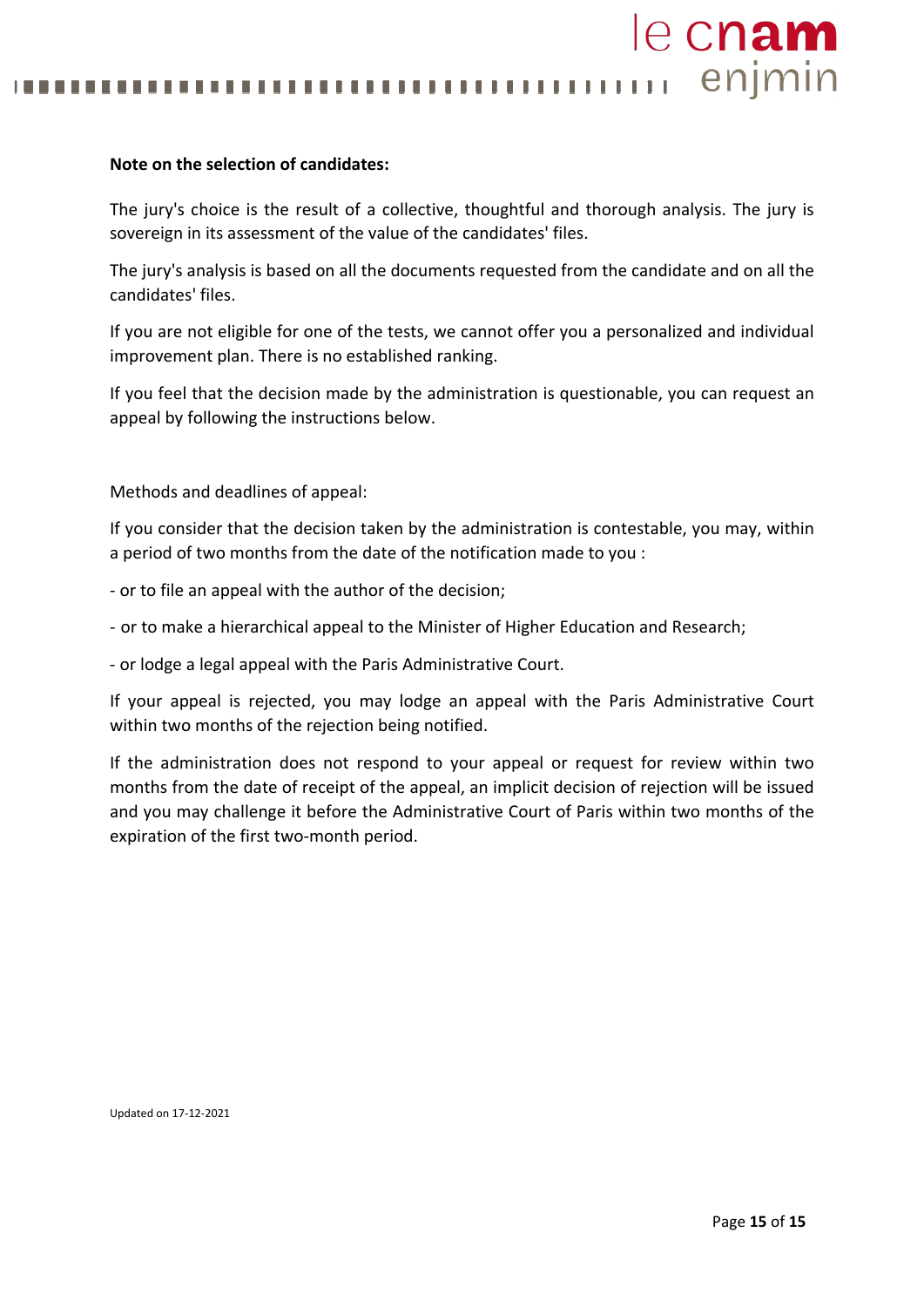**Note on the selection of candidates:**

The jury's choice is the result of a collective, thoughtful and thorough analysis. The jury is sovereign in its assessment of the value of the candidates' files.

The jury's analysis is based on all the documents requested from the candidate and on all the candidates' files.

If you are not eligible for one of the tests, we cannot offer you a personalized and individual improvement plan. There is no established ranking.

If you feel that the decision made by the administration is questionable, you can request an appeal by following the instructions below.

Methods and deadlines of appeal:

If you consider that the decision taken by the administration is contestable, you may, within a period of two months from the date of the notification made to you :

- or to file an appeal with the author of the decision;
- or to make a hierarchical appeal to the Minister of Higher Education and Research;
- or lodge a legal appeal with the Paris Administrative Court.

If your appeal is rejected, you may lodge an appeal with the Paris Administrative Court within two months of the rejection being notified.

If the administration does not respond to your appeal or request for review within two months from the date of receipt of the appeal, an implicit decision of rejection will be issued and you may challenge it before the Administrative Court of Paris within two months of the expiration of the first two-month period.

Updated on 17-12-2021